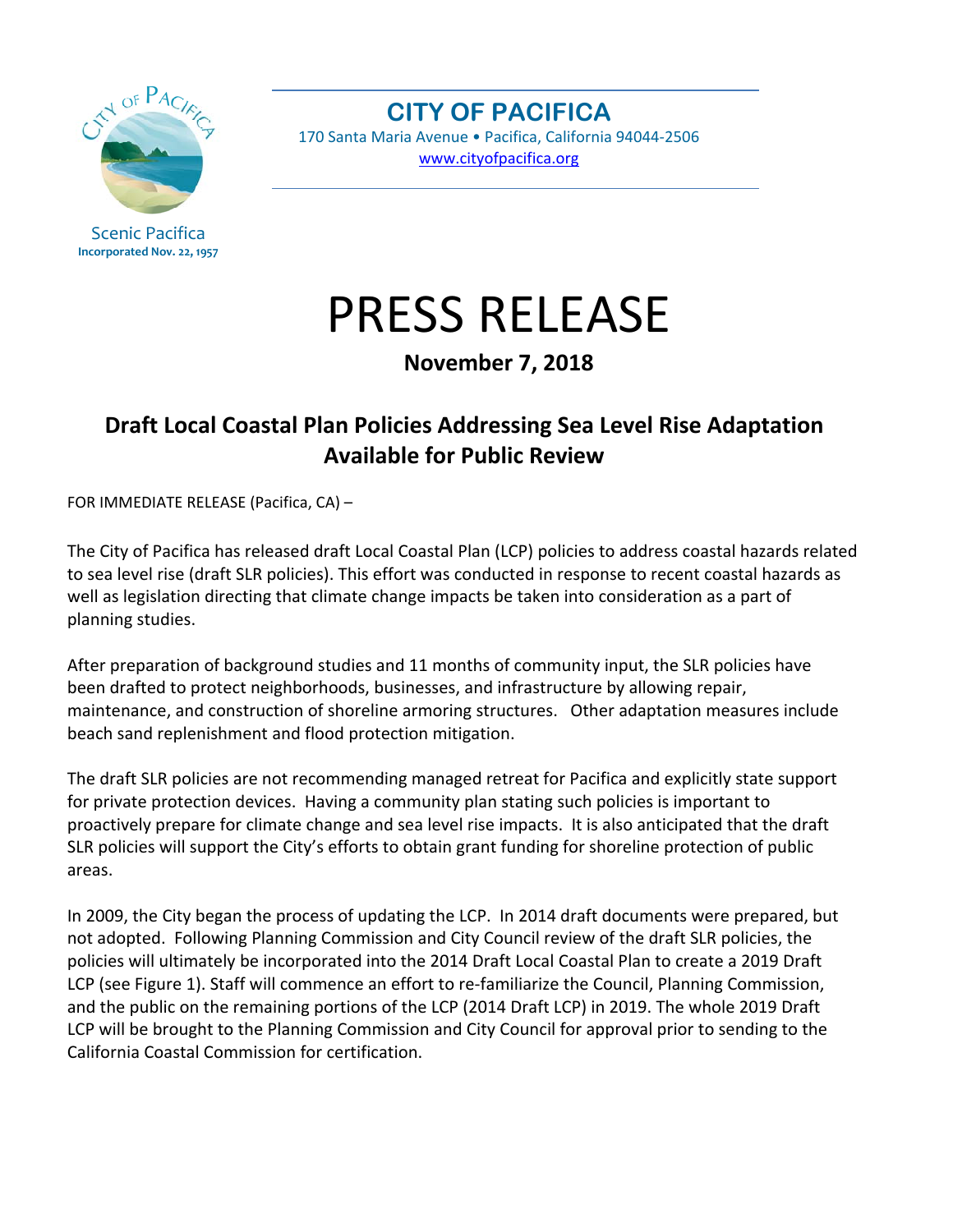Scenic Pacifica
**Incorporated Nov. 22, 1957**

**CITY OF PACIFICA**
170 Santa Maria Avenue • Pacifica, California 94044-2506
www.cityofpacifica.org

# PRESS RELEASE

**November 7, 2018**

## Draft Local Coastal Plan Policies Addressing Sea Level Rise Adaptation Available for Public Review

FOR IMMEDIATE RELEASE (Pacifica, CA) –

The City of Pacifica has released draft Local Coastal Plan (LCP) policies to address coastal hazards related to sea level rise (draft SLR policies). This effort was conducted in response to recent coastal hazards as well as legislation directing that climate change impacts be taken into consideration as a part of planning studies.

After preparation of background studies and 11 months of community input, the SLR policies have been drafted to protect neighborhoods, businesses, and infrastructure by allowing repair, maintenance, and construction of shoreline armoring structures. Other adaptation measures include beach sand replenishment and flood protection mitigation.

The draft SLR policies are not recommending managed retreat for Pacifica and explicitly state support for private protection devices. Having a community plan stating such policies is important to proactively prepare for climate change and sea level rise impacts. It is also anticipated that the draft SLR policies will support the City's efforts to obtain grant funding for shoreline protection of public areas.

In 2009, the City began the process of updating the LCP. In 2014 draft documents were prepared, but not adopted. Following Planning Commission and City Council review of the draft SLR policies, the policies will ultimately be incorporated into the 2014 Draft Local Coastal Plan to create a 2019 Draft LCP (see Figure 1). Staff will commence an effort to re-familiarize the Council, Planning Commission, and the public on the remaining portions of the LCP (2014 Draft LCP) in 2019. The whole 2019 Draft LCP will be brought to the Planning Commission and City Council for approval prior to sending to the California Coastal Commission for certification.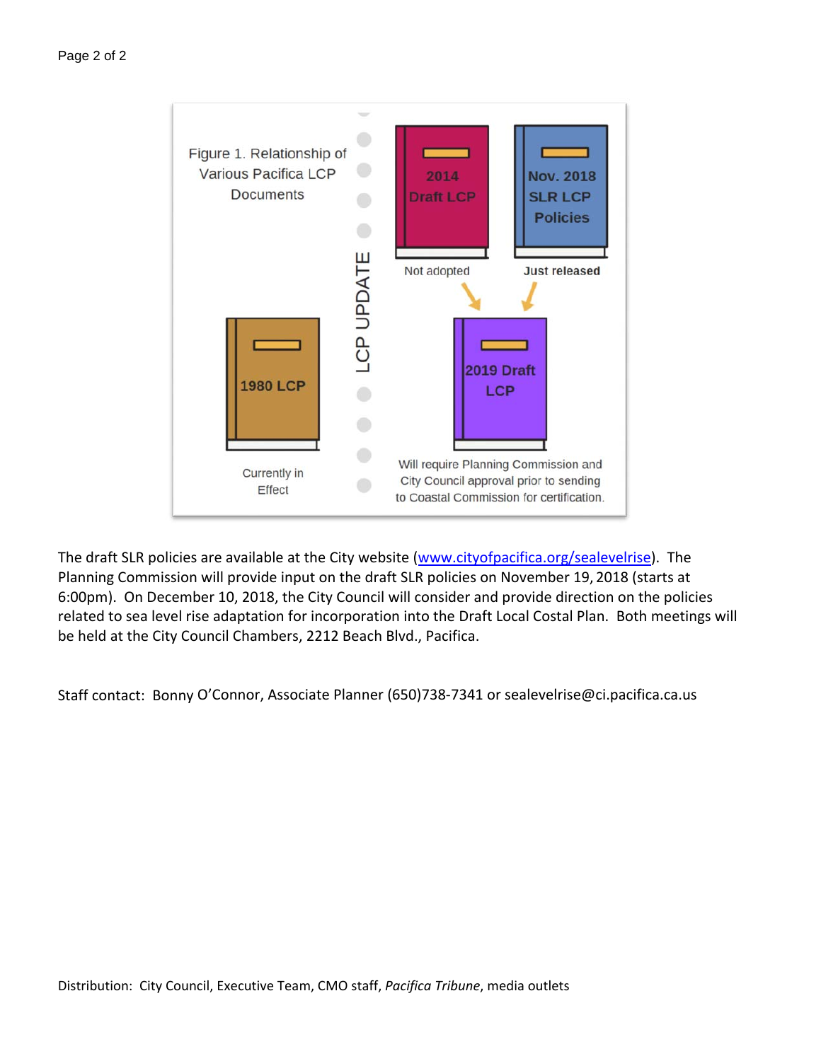Figure 1. Relationship of Various Pacifica LCP Documents

1980 LCP

Currently in Effect

LCP UPDATE

2014 Draft LCP

Not adopted

Nov. 2018 SLR LCP Policies

Just released

2019 Draft LCP

Will require Planning Commission and City Council approval prior to sending to Coastal Commission for certification.

The draft SLR policies are available at the City website ([www.cityofpacifica.org/sealevelrise](http://www.cityofpacifica.org/sealevelrise)). The Planning Commission will provide input on the draft SLR policies on November 19, 2018 (starts at 6:00pm). On December 10, 2018, the City Council will consider and provide direction on the policies related to sea level rise adaptation for incorporation into the Draft Local Costal Plan. Both meetings will be held at the City Council Chambers, 2212 Beach Blvd., Pacifica.

Staff contact: Bonny O'Connor, Associate Planner (650)738-7341 or sealevelrise@ci.pacifica.ca.us

Distribution: City Council, Executive Team, CMO staff, *Pacifica Tribune*, media outlets